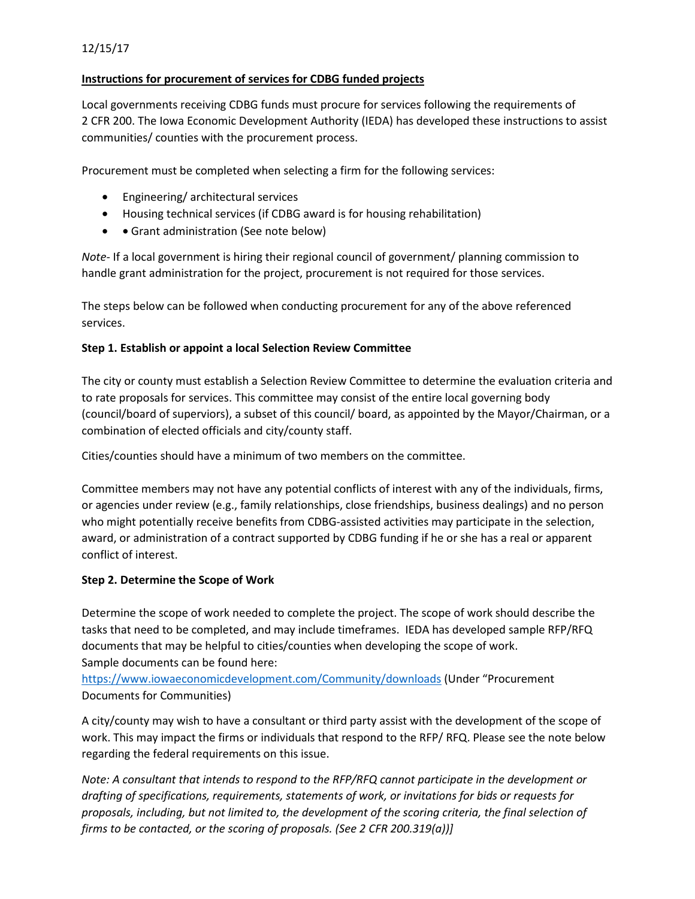12/15/17

**Instructions for procurement of services for CDBG funded projects**

Local governments receiving CDBG funds must procure for services following the requirements of 2 CFR 200. The Iowa Economic Development Authority (IEDA) has developed these instructions to assist communities/ counties with the procurement process.

Procurement must be completed when selecting a firm for the following services:

- Engineering/ architectural services
- Housing technical services (if CDBG award is for housing rehabilitation)
- • Grant administration (See note below)

*Note*- If a local government is hiring their regional council of government/ planning commission to handle grant administration for the project, procurement is not required for those services.

The steps below can be followed when conducting procurement for any of the above referenced services.

**Step 1. Establish or appoint a local Selection Review Committee**

The city or county must establish a Selection Review Committee to determine the evaluation criteria and to rate proposals for services. This committee may consist of the entire local governing body (council/board of superviors), a subset of this council/ board, as appointed by the Mayor/Chairman, or a combination of elected officials and city/county staff.

Cities/counties should have a minimum of two members on the committee.

Committee members may not have any potential conflicts of interest with any of the individuals, firms, or agencies under review (e.g., family relationships, close friendships, business dealings) and no person who might potentially receive benefits from CDBG-assisted activities may participate in the selection, award, or administration of a contract supported by CDBG funding if he or she has a real or apparent conflict of interest.

**Step 2. Determine the Scope of Work**

Determine the scope of work needed to complete the project. The scope of work should describe the tasks that need to be completed, and may include timeframes. IEDA has developed sample RFP/RFQ documents that may be helpful to cities/counties when developing the scope of work.
Sample documents can be found here:
https://www.iowaeconomicdevelopment.com/Community/downloads (Under "Procurement Documents for Communities)

A city/county may wish to have a consultant or third party assist with the development of the scope of work. This may impact the firms or individuals that respond to the RFP/ RFQ. Please see the note below regarding the federal requirements on this issue.

*Note: A consultant that intends to respond to the RFP/RFQ cannot participate in the development or drafting of specifications, requirements, statements of work, or invitations for bids or requests for proposals, including, but not limited to, the development of the scoring criteria, the final selection of firms to be contacted, or the scoring of proposals. (See 2 CFR 200.319(a))]*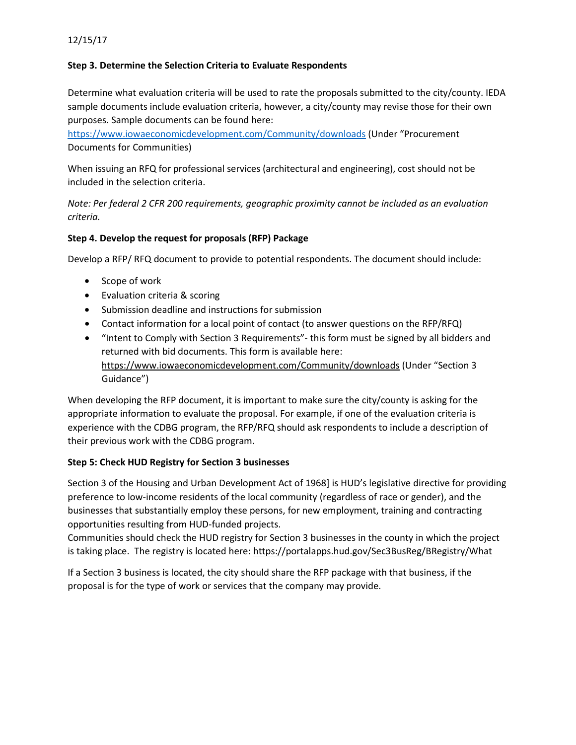12/15/17

**Step 3. Determine the Selection Criteria to Evaluate Respondents**

Determine what evaluation criteria will be used to rate the proposals submitted to the city/county. IEDA sample documents include evaluation criteria, however, a city/county may revise those for their own purposes. Sample documents can be found here: https://www.iowaeconomicdevelopment.com/Community/downloads (Under "Procurement Documents for Communities)

When issuing an RFQ for professional services (architectural and engineering), cost should not be included in the selection criteria.

*Note: Per federal 2 CFR 200 requirements, geographic proximity cannot be included as an evaluation criteria.*

**Step 4. Develop the request for proposals (RFP) Package**

Develop a RFP/ RFQ document to provide to potential respondents. The document should include:

- Scope of work
- Evaluation criteria & scoring
- Submission deadline and instructions for submission
- Contact information for a local point of contact (to answer questions on the RFP/RFQ)
- "Intent to Comply with Section 3 Requirements"- this form must be signed by all bidders and returned with bid documents. This form is available here: https://www.iowaeconomicdevelopment.com/Community/downloads (Under "Section 3 Guidance")

When developing the RFP document, it is important to make sure the city/county is asking for the appropriate information to evaluate the proposal. For example, if one of the evaluation criteria is experience with the CDBG program, the RFP/RFQ should ask respondents to include a description of their previous work with the CDBG program.

**Step 5: Check HUD Registry for Section 3 businesses**

Section 3 of the Housing and Urban Development Act of 1968] is HUD's legislative directive for providing preference to low-income residents of the local community (regardless of race or gender), and the businesses that substantially employ these persons, for new employment, training and contracting opportunities resulting from HUD-funded projects.
Communities should check the HUD registry for Section 3 businesses in the county in which the project is taking place. The registry is located here: https://portalapps.hud.gov/Sec3BusReg/BRegistry/What

If a Section 3 business is located, the city should share the RFP package with that business, if the proposal is for the type of work or services that the company may provide.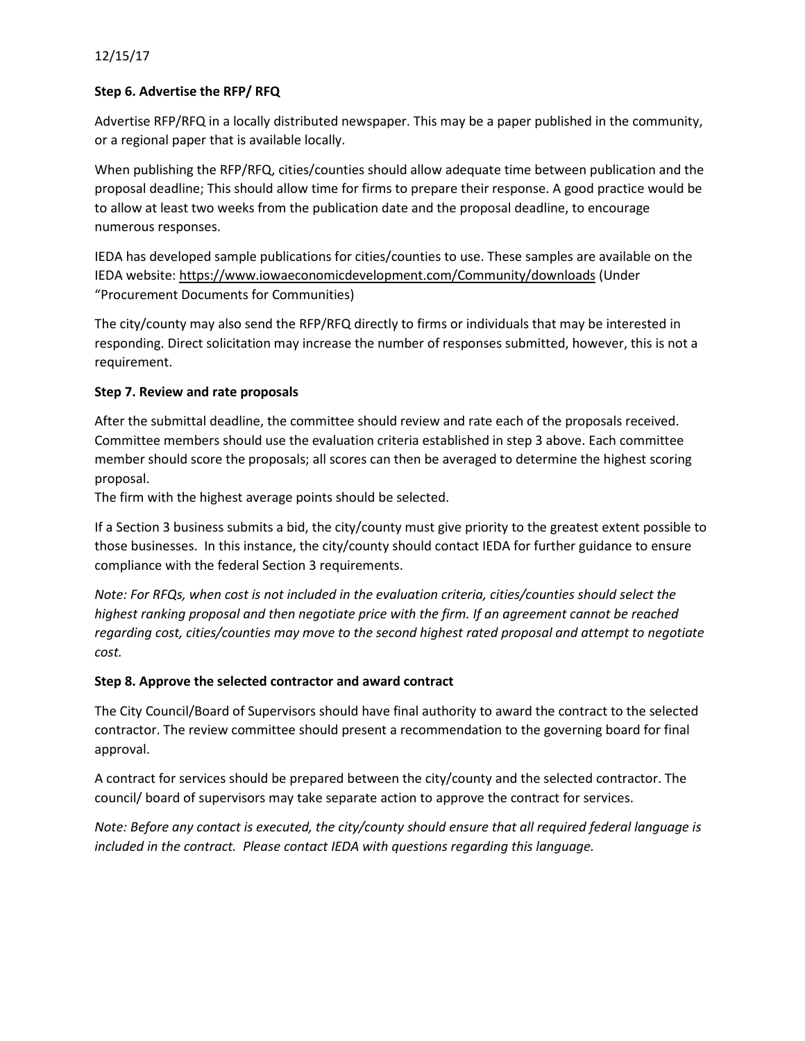12/15/17

**Step 6. Advertise the RFP/ RFQ**

Advertise RFP/RFQ in a locally distributed newspaper. This may be a paper published in the community, or a regional paper that is available locally.

When publishing the RFP/RFQ, cities/counties should allow adequate time between publication and the proposal deadline; This should allow time for firms to prepare their response. A good practice would be to allow at least two weeks from the publication date and the proposal deadline, to encourage numerous responses.

IEDA has developed sample publications for cities/counties to use. These samples are available on the IEDA website: https://www.iowaeconomicdevelopment.com/Community/downloads (Under "Procurement Documents for Communities)

The city/county may also send the RFP/RFQ directly to firms or individuals that may be interested in responding. Direct solicitation may increase the number of responses submitted, however, this is not a requirement.

**Step 7. Review and rate proposals**

After the submittal deadline, the committee should review and rate each of the proposals received. Committee members should use the evaluation criteria established in step 3 above. Each committee member should score the proposals; all scores can then be averaged to determine the highest scoring proposal.
The firm with the highest average points should be selected.

If a Section 3 business submits a bid, the city/county must give priority to the greatest extent possible to those businesses. In this instance, the city/county should contact IEDA for further guidance to ensure compliance with the federal Section 3 requirements.

*Note: For RFQs, when cost is not included in the evaluation criteria, cities/counties should select the highest ranking proposal and then negotiate price with the firm. If an agreement cannot be reached regarding cost, cities/counties may move to the second highest rated proposal and attempt to negotiate cost.*

**Step 8. Approve the selected contractor and award contract**

The City Council/Board of Supervisors should have final authority to award the contract to the selected contractor. The review committee should present a recommendation to the governing board for final approval.

A contract for services should be prepared between the city/county and the selected contractor. The council/ board of supervisors may take separate action to approve the contract for services.

*Note: Before any contact is executed, the city/county should ensure that all required federal language is included in the contract. Please contact IEDA with questions regarding this language.*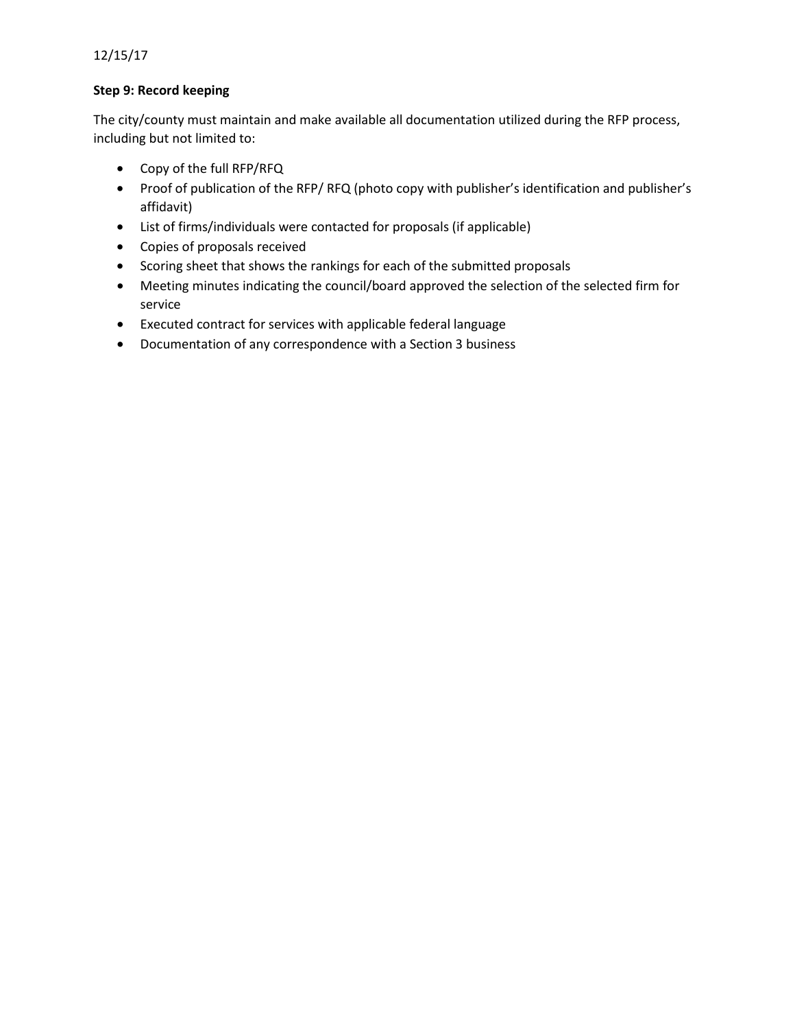12/15/17

**Step 9: Record keeping**

The city/county must maintain and make available all documentation utilized during the RFP process, including but not limited to:

- Copy of the full RFP/RFQ
- Proof of publication of the RFP/ RFQ (photo copy with publisher's identification and publisher's affidavit)
- List of firms/individuals were contacted for proposals (if applicable)
- Copies of proposals received
- Scoring sheet that shows the rankings for each of the submitted proposals
- Meeting minutes indicating the council/board approved the selection of the selected firm for service
- Executed contract for services with applicable federal language
- Documentation of any correspondence with a Section 3 business